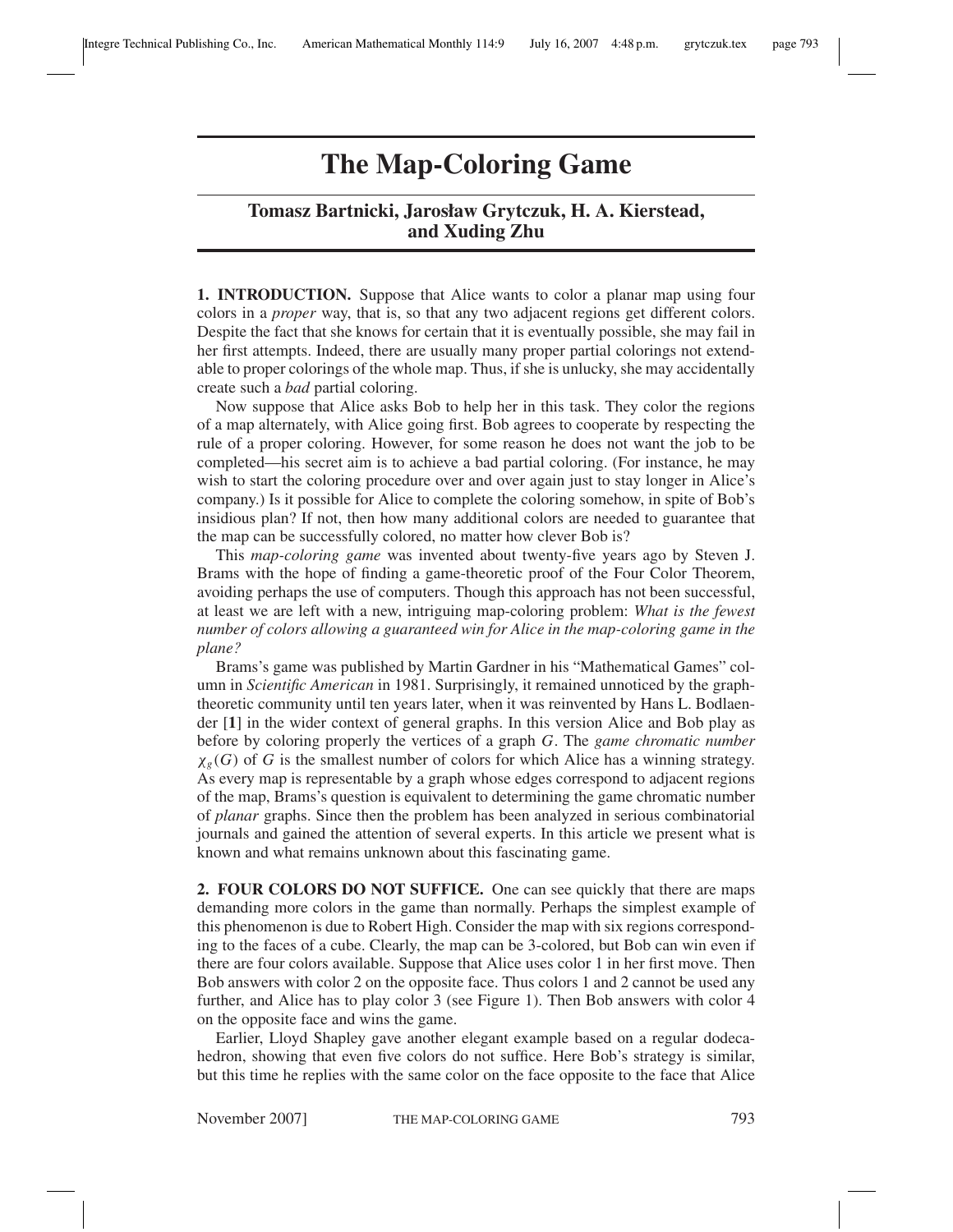# The Map-Coloring Game

## Tomasz Bartnicki, Jarosław Grytczuk, H. A. Kierstead, and Xuding Zhu

**1. INTRODUCTION.** Suppose that Alice wants to color a planar map using four colors in a *proper* way, that is, so that any two adjacent regions get different colors. Despite the fact that she knows for certain that it is eventually possible, she may fail in her first attempts. Indeed, there are usually many proper partial colorings not extendable to proper colorings of the whole map. Thus, if she is unlucky, she may accidentally create such a *bad* partial coloring.

Now suppose that Alice asks Bob to help her in this task. They color the regions of a map alternately, with Alice going first. Bob agrees to cooperate by respecting the rule of a proper coloring. However, for some reason he does not want the job to be completed—his secret aim is to achieve a bad partial coloring. (For instance, he may wish to start the coloring procedure over and over again just to stay longer in Alice's company.) Is it possible for Alice to complete the coloring somehow, in spite of Bob's insidious plan? If not, then how many additional colors are needed to guarantee that the map can be successfully colored, no matter how clever Bob is?

This *map-coloring game* was invented about twenty-five years ago by Steven J. Brams with the hope of finding a game-theoretic proof of the Four Color Theorem, avoiding perhaps the use of computers. Though this approach has not been successful, at least we are left with a new, intriguing map-coloring problem: *What is the fewest number of colors allowing a guaranteed win for Alice in the map-coloring game in the plane?*

Brams's game was published by Martin Gardner in his "Mathematical Games" column in *Scientific American* in 1981. Surprisingly, it remained unnoticed by the graph-theoretic community until ten years later, when it was reinvented by Hans L. Bodlaender [**1**] in the wider context of general graphs. In this version Alice and Bob play as before by coloring properly the vertices of a graph $G$. The *game chromatic number* $\chi_g(G)$ of $G$ is the smallest number of colors for which Alice has a winning strategy. As every map is representable by a graph whose edges correspond to adjacent regions of the map, Brams's question is equivalent to determining the game chromatic number of *planar* graphs. Since then the problem has been analyzed in serious combinatorial journals and gained the attention of several experts. In this article we present what is known and what remains unknown about this fascinating game.

**2. FOUR COLORS DO NOT SUFFICE.** One can see quickly that there are maps demanding more colors in the game than normally. Perhaps the simplest example of this phenomenon is due to Robert High. Consider the map with six regions corresponding to the faces of a cube. Clearly, the map can be 3-colored, but Bob can win even if there are four colors available. Suppose that Alice uses color 1 in her first move. Then Bob answers with color 2 on the opposite face. Thus colors 1 and 2 cannot be used any further, and Alice has to play color 3 (see Figure 1). Then Bob answers with color 4 on the opposite face and wins the game.

Earlier, Lloyd Shapley gave another elegant example based on a regular dodecahedron, showing that even five colors do not suffice. Here Bob's strategy is similar, but this time he replies with the same color on the face opposite to the face that Alice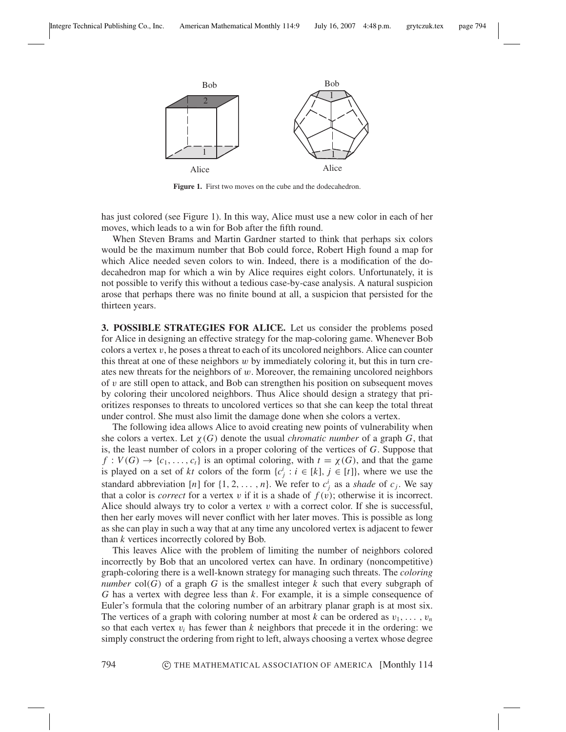Bob

2

1

Alice

Bob

1

1

Alice

**Figure 1.** First two moves on the cube and the dodecahedron.

has just colored (see Figure 1). In this way, Alice must use a new color in each of her moves, which leads to a win for Bob after the fifth round.

When Steven Brams and Martin Gardner started to think that perhaps six colors would be the maximum number that Bob could force, Robert High found a map for which Alice needed seven colors to win. Indeed, there is a modification of the dodecahedron map for which a win by Alice requires eight colors. Unfortunately, it is not possible to verify this without a tedious case-by-case analysis. A natural suspicion arose that perhaps there was no finite bound at all, a suspicion that persisted for the thirteen years.

**3. POSSIBLE STRATEGIES FOR ALICE.** Let us consider the problems posed for Alice in designing an effective strategy for the map-coloring game. Whenever Bob colors a vertex $v$, he poses a threat to each of its uncolored neighbors. Alice can counter this threat at one of these neighbors $w$ by immediately coloring it, but this in turn creates new threats for the neighbors of $w$. Moreover, the remaining uncolored neighbors of $v$ are still open to attack, and Bob can strengthen his position on subsequent moves by coloring their uncolored neighbors. Thus Alice should design a strategy that prioritizes responses to threats to uncolored vertices so that she can keep the total threat under control. She must also limit the damage done when she colors a vertex.

The following idea allows Alice to avoid creating new points of vulnerability when she colors a vertex. Let $\chi(G)$ denote the usual *chromatic number* of a graph $G$, that is, the least number of colors in a proper coloring of the vertices of $G$. Suppose that $f : V(G) \to \{c_1, \dots, c_t\}$ is an optimal coloring, with $t = \chi(G)$, and that the game is played on a set of $kt$ colors of the form $\{c_j^i : i \in [k], j \in [t]\}$, where we use the standard abbreviation $[n]$ for $\{1, 2, \dots, n\}$. We refer to $c_j^i$ as a *shade* of $c_j$. We say that a color is *correct* for a vertex $v$ if it is a shade of $f(v)$; otherwise it is incorrect. Alice should always try to color a vertex $v$ with a correct color. If she is successful, then her early moves will never conflict with her later moves. This is possible as long as she can play in such a way that at any time any uncolored vertex is adjacent to fewer than $k$ vertices incorrectly colored by Bob.

This leaves Alice with the problem of limiting the number of neighbors colored incorrectly by Bob that an uncolored vertex can have. In ordinary (noncompetitive) graph-coloring there is a well-known strategy for managing such threats. The *coloring number* $\mathrm{col}(G)$ of a graph $G$ is the smallest integer $k$ such that every subgraph of $G$ has a vertex with degree less than $k$. For example, it is a simple consequence of Euler's formula that the coloring number of an arbitrary planar graph is at most six. The vertices of a graph with coloring number at most $k$ can be ordered as $v_1, \dots, v_n$ so that each vertex $v_i$ has fewer than $k$ neighbors that precede it in the ordering: we simply construct the ordering from right to left, always choosing a vertex whose degree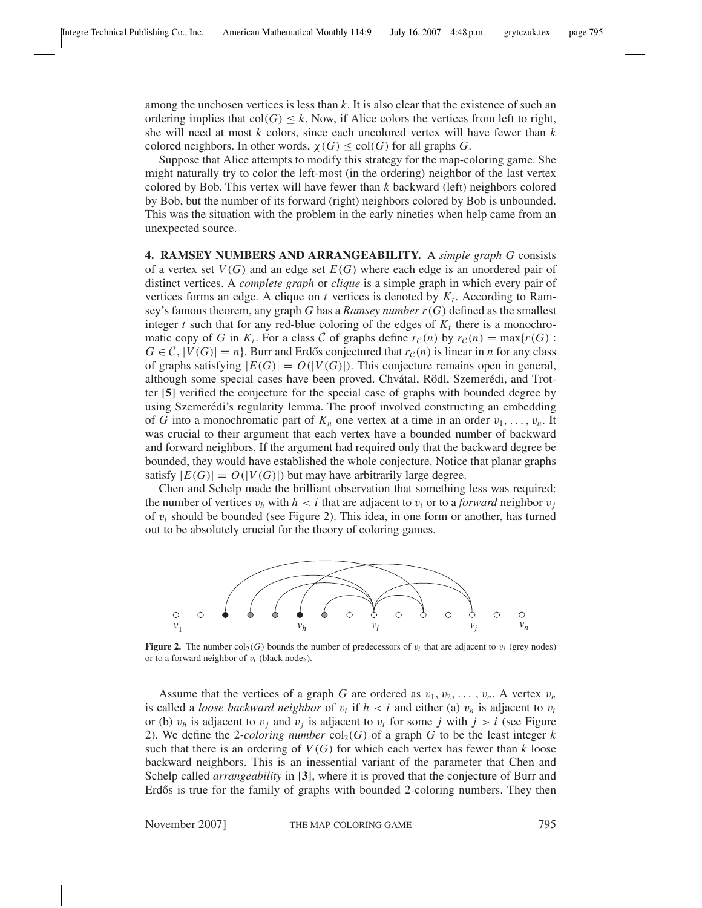among the unchosen vertices is less than $k$. It is also clear that the existence of such an ordering implies that $\text{col}(G) \leq k$. Now, if Alice colors the vertices from left to right, she will need at most $k$ colors, since each uncolored vertex will have fewer than $k$ colored neighbors. In other words, $\chi(G) \leq \text{col}(G)$ for all graphs $G$.

Suppose that Alice attempts to modify this strategy for the map-coloring game. She might naturally try to color the left-most (in the ordering) neighbor of the last vertex colored by Bob. This vertex will have fewer than $k$ backward (left) neighbors colored by Bob, but the number of its forward (right) neighbors colored by Bob is unbounded. This was the situation with the problem in the early nineties when help came from an unexpected source.

## 4. RAMSEY NUMBERS AND ARRANGEABILITY.

A *simple graph* $G$ consists of a vertex set $V(G)$ and an edge set $E(G)$ where each edge is an unordered pair of distinct vertices. A *complete graph* or *clique* is a simple graph in which every pair of vertices forms an edge. A clique on $t$ vertices is denoted by $K_t$. According to Ramsey's famous theorem, any graph $G$ has a *Ramsey number* $r(G)$ defined as the smallest integer $t$ such that for any red-blue coloring of the edges of $K_t$ there is a monochromatic copy of $G$ in $K_t$. For a class $\mathcal{C}$ of graphs define $r_{\mathcal{C}}(n)$ by $r_{\mathcal{C}}(n) = \max\{r(G) : G \in \mathcal{C}, |V(G)| = n\}$. Burr and Erdős conjectured that $r_{\mathcal{C}}(n)$ is linear in $n$ for any class of graphs satisfying $|E(G)| = O(|V(G)|)$. This conjecture remains open in general, although some special cases have been proved. Chvátal, Rödl, Szemerédi, and Trotter [**5**] verified the conjecture for the special case of graphs with bounded degree by using Szemerédi's regularity lemma. The proof involved constructing an embedding of $G$ into a monochromatic part of $K_n$ one vertex at a time in an order $v_1, \ldots, v_n$. It was crucial to their argument that each vertex have a bounded number of backward and forward neighbors. If the argument had required only that the backward degree be bounded, they would have established the whole conjecture. Notice that planar graphs satisfy $|E(G)| = O(|V(G)|)$ but may have arbitrarily large degree.

Chen and Schelp made the brilliant observation that something less was required: the number of vertices $v_h$ with $h < i$ that are adjacent to $v_i$ or to a *forward* neighbor $v_j$ of $v_i$ should be bounded (see Figure 2). This idea, in one form or another, has turned out to be absolutely crucial for the theory of coloring games.

**Figure 2.** The number $\text{col}_2(G)$ bounds the number of predecessors of $v_i$ that are adjacent to $v_i$ (grey nodes) or to a forward neighbor of $v_i$ (black nodes).

Assume that the vertices of a graph $G$ are ordered as $v_1, v_2, \ldots, v_n$. A vertex $v_h$ is called a *loose backward neighbor* of $v_i$ if $h < i$ and either (a) $v_h$ is adjacent to $v_i$ or (b) $v_h$ is adjacent to $v_j$ and $v_j$ is adjacent to $v_i$ for some $j$ with $j > i$ (see Figure 2). We define the 2*-coloring number* $\text{col}_2(G)$ of a graph $G$ to be the least integer $k$ such that there is an ordering of $V(G)$ for which each vertex has fewer than $k$ loose backward neighbors. This is an inessential variant of the parameter that Chen and Schelp called *arrangeability* in [**3**], where it is proved that the conjecture of Burr and Erdős is true for the family of graphs with bounded 2-coloring numbers. They then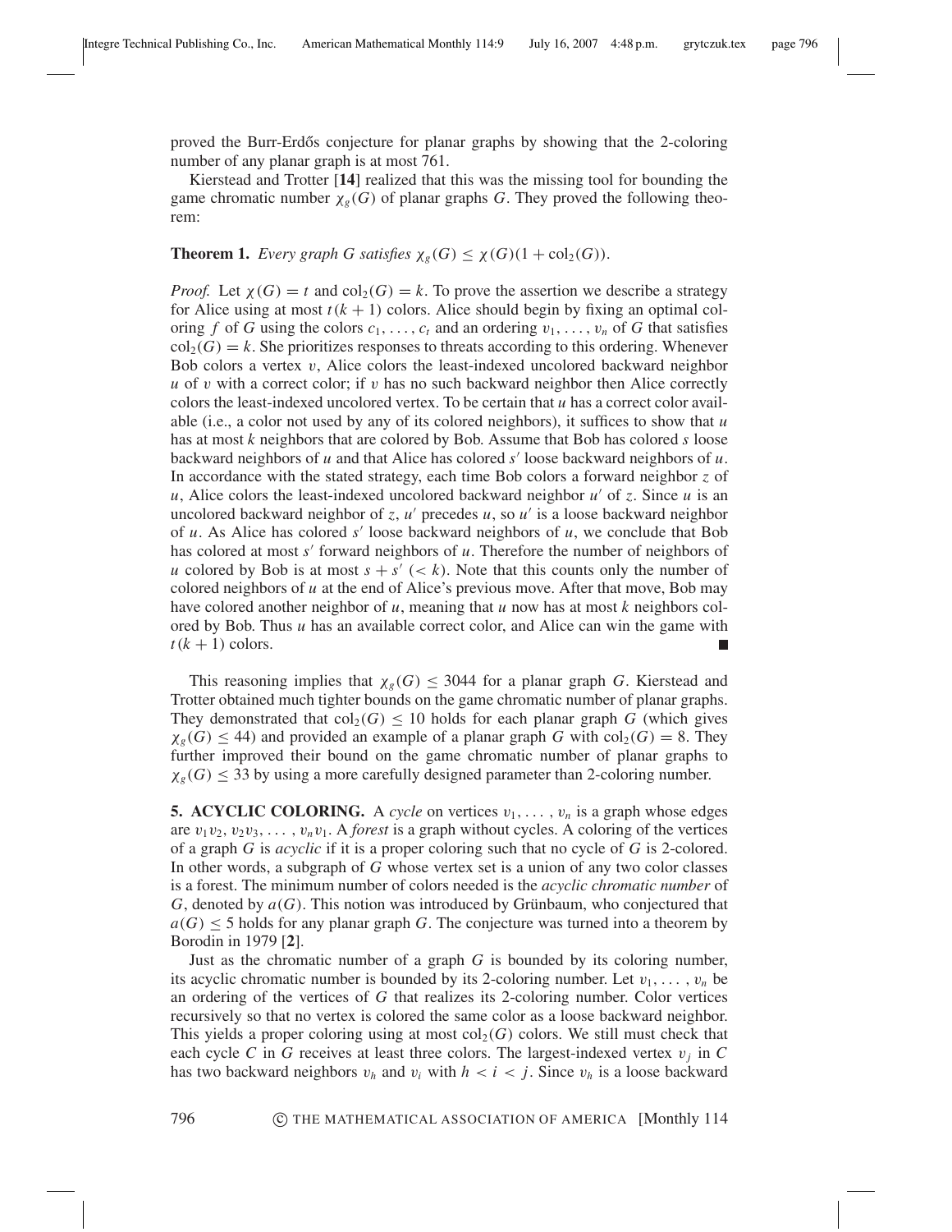proved the Burr-Erdős conjecture for planar graphs by showing that the 2-coloring number of any planar graph is at most 761.

Kierstead and Trotter [**14**] realized that this was the missing tool for bounding the game chromatic number $\chi_g(G)$ of planar graphs $G$. They proved the following theorem:

**Theorem 1.** *Every graph $G$ satisfies $\chi_g(G) \leq \chi(G)(1 + \mathrm{col}_2(G))$.*

*Proof.* Let $\chi(G) = t$ and $\mathrm{col}_2(G) = k$. To prove the assertion we describe a strategy for Alice using at most $t(k + 1)$ colors. Alice should begin by fixing an optimal coloring $f$ of $G$ using the colors $c_1, \ldots, c_t$ and an ordering $v_1, \ldots, v_n$ of $G$ that satisfies $\mathrm{col}_2(G) = k$. She prioritizes responses to threats according to this ordering. Whenever Bob colors a vertex $v$, Alice colors the least-indexed uncolored backward neighbor $u$ of $v$ with a correct color; if $v$ has no such backward neighbor then Alice correctly colors the least-indexed uncolored vertex. To be certain that $u$ has a correct color available (i.e., a color not used by any of its colored neighbors), it suffices to show that $u$ has at most $k$ neighbors that are colored by Bob. Assume that Bob has colored $s$ loose backward neighbors of $u$ and that Alice has colored $s'$ loose backward neighbors of $u$. In accordance with the stated strategy, each time Bob colors a forward neighbor $z$ of $u$, Alice colors the least-indexed uncolored backward neighbor $u'$ of $z$. Since $u$ is an uncolored backward neighbor of $z$, $u'$ precedes $u$, so $u'$ is a loose backward neighbor of $u$. As Alice has colored $s'$ loose backward neighbors of $u$, we conclude that Bob has colored at most $s'$ forward neighbors of $u$. Therefore the number of neighbors of $u$ colored by Bob is at most $s + s'$ $(< k)$. Note that this counts only the number of colored neighbors of $u$ at the end of Alice's previous move. After that move, Bob may have colored another neighbor of $u$, meaning that $u$ now has at most $k$ neighbors colored by Bob. Thus $u$ has an available correct color, and Alice can win the game with $t(k + 1)$ colors. ∎

This reasoning implies that $\chi_g(G) \leq 3044$ for a planar graph $G$. Kierstead and Trotter obtained much tighter bounds on the game chromatic number of planar graphs. They demonstrated that $\mathrm{col}_2(G) \leq 10$ holds for each planar graph $G$ (which gives $\chi_g(G) \leq 44$) and provided an example of a planar graph $G$ with $\mathrm{col}_2(G) = 8$. They further improved their bound on the game chromatic number of planar graphs to $\chi_g(G) \leq 33$ by using a more carefully designed parameter than 2-coloring number.

**5. ACYCLIC COLORING.** A *cycle* on vertices $v_1, \ldots, v_n$ is a graph whose edges are $v_1v_2, v_2v_3, \ldots, v_nv_1$. A *forest* is a graph without cycles. A coloring of the vertices of a graph $G$ is *acyclic* if it is a proper coloring such that no cycle of $G$ is 2-colored. In other words, a subgraph of $G$ whose vertex set is a union of any two color classes is a forest. The minimum number of colors needed is the *acyclic chromatic number* of $G$, denoted by $a(G)$. This notion was introduced by Grünbaum, who conjectured that $a(G) \leq 5$ holds for any planar graph $G$. The conjecture was turned into a theorem by Borodin in 1979 [**2**].

Just as the chromatic number of a graph $G$ is bounded by its coloring number, its acyclic chromatic number is bounded by its 2-coloring number. Let $v_1, \ldots, v_n$ be an ordering of the vertices of $G$ that realizes its 2-coloring number. Color vertices recursively so that no vertex is colored the same color as a loose backward neighbor. This yields a proper coloring using at most $\mathrm{col}_2(G)$ colors. We still must check that each cycle $C$ in $G$ receives at least three colors. The largest-indexed vertex $v_j$ in $C$ has two backward neighbors $v_h$ and $v_i$ with $h < i < j$. Since $v_h$ is a loose backward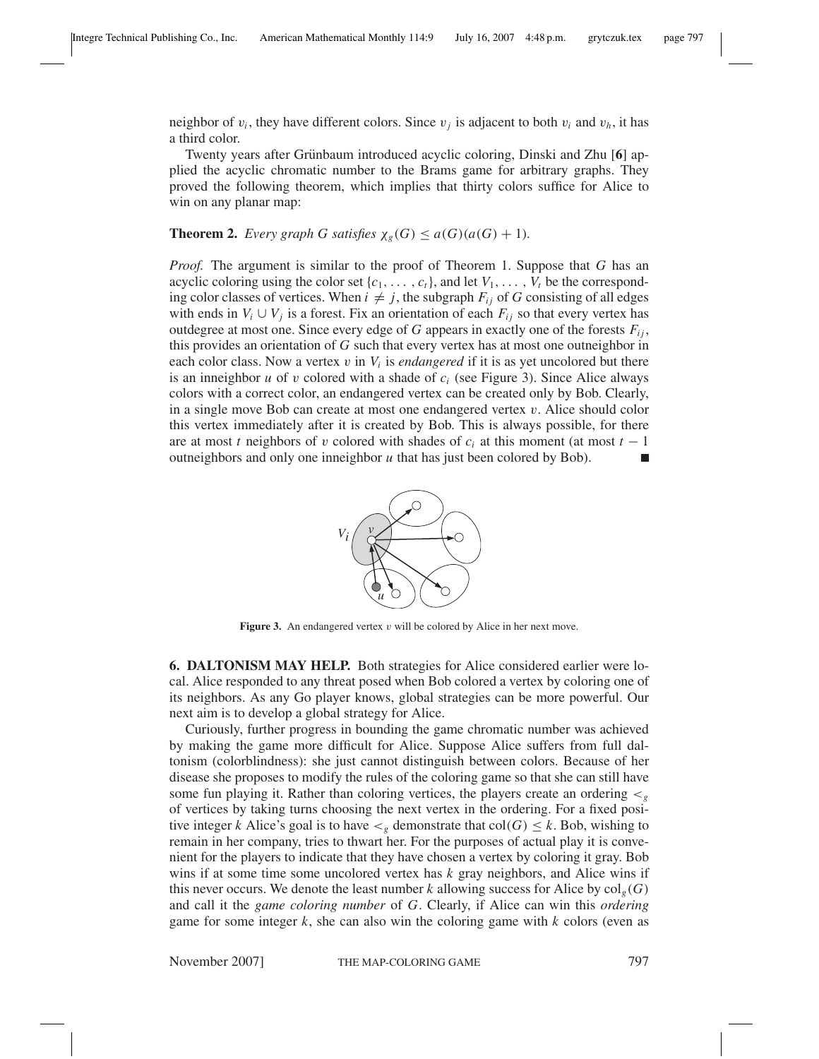neighbor of $v_i$, they have different colors. Since $v_j$ is adjacent to both $v_i$ and $v_h$, it has a third color.

Twenty years after Grünbaum introduced acyclic coloring, Dinski and Zhu [**6**] applied the acyclic chromatic number to the Brams game for arbitrary graphs. They proved the following theorem, which implies that thirty colors suffice for Alice to win on any planar map:

**Theorem 2.** *Every graph $G$ satisfies $\chi_g(G) \leq a(G)(a(G)+1)$.*

*Proof.* The argument is similar to the proof of Theorem 1. Suppose that $G$ has an acyclic coloring using the color set $\{c_1, \ldots, c_t\}$, and let $V_1, \ldots, V_t$ be the corresponding color classes of vertices. When $i \neq j$, the subgraph $F_{ij}$ of $G$ consisting of all edges with ends in $V_i \cup V_j$ is a forest. Fix an orientation of each $F_{ij}$ so that every vertex has outdegree at most one. Since every edge of $G$ appears in exactly one of the forests $F_{ij}$, this provides an orientation of $G$ such that every vertex has at most one outneighbor in each color class. Now a vertex $v$ in $V_i$ is *endangered* if it is as yet uncolored but there is an inneighbor $u$ of $v$ colored with a shade of $c_i$ (see Figure 3). Since Alice always colors with a correct color, an endangered vertex can be created only by Bob. Clearly, in a single move Bob can create at most one endangered vertex $v$. Alice should color this vertex immediately after it is created by Bob. This is always possible, for there are at most $t$ neighbors of $v$ colored with shades of $c_i$ at this moment (at most $t-1$ outneighbors and only one inneighbor $u$ that has just been colored by Bob). ■

**Figure 3.** An endangered vertex $v$ will be colored by Alice in her next move.

## 6. DALTONISM MAY HELP.

Both strategies for Alice considered earlier were local. Alice responded to any threat posed when Bob colored a vertex by coloring one of its neighbors. As any Go player knows, global strategies can be more powerful. Our next aim is to develop a global strategy for Alice.

Curiously, further progress in bounding the game chromatic number was achieved by making the game more difficult for Alice. Suppose Alice suffers from full daltonism (colorblindness): she just cannot distinguish between colors. Because of her disease she proposes to modify the rules of the coloring game so that she can still have some fun playing it. Rather than coloring vertices, the players create an ordering $<_g$ of vertices by taking turns choosing the next vertex in the ordering. For a fixed positive integer $k$ Alice's goal is to have $<_g$ demonstrate that $\mathrm{col}(G) \leq k$. Bob, wishing to remain in her company, tries to thwart her. For the purposes of actual play it is convenient for the players to indicate that they have chosen a vertex by coloring it gray. Bob wins if at some time some uncolored vertex has $k$ gray neighbors, and Alice wins if this never occurs. We denote the least number $k$ allowing success for Alice by $\mathrm{col}_g(G)$ and call it the *game coloring number* of $G$. Clearly, if Alice can win this *ordering* game for some integer $k$, she can also win the coloring game with $k$ colors (even as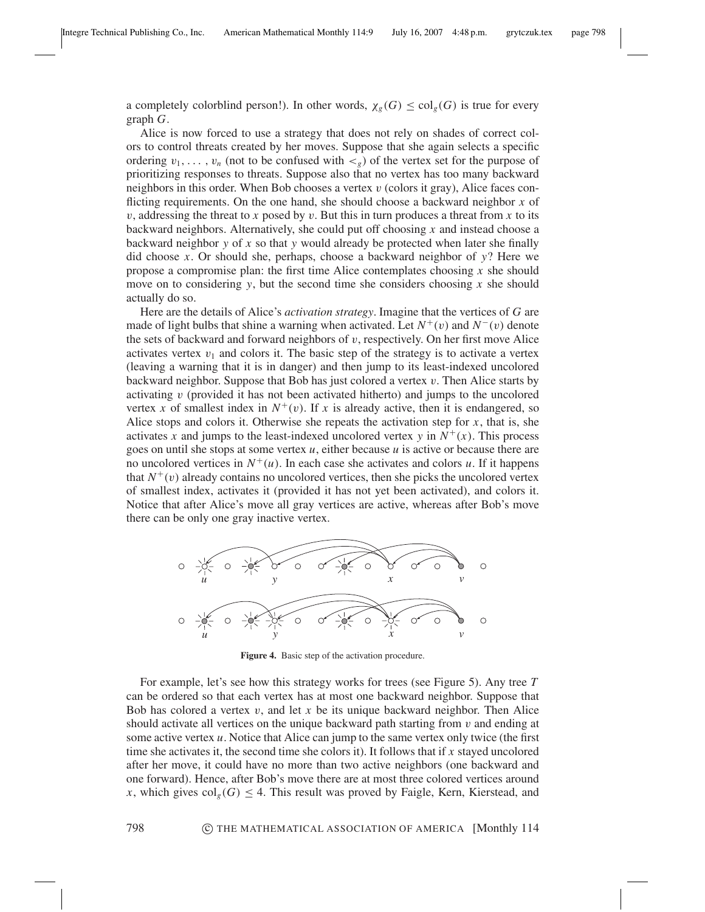a completely colorblind person!). In other words, $\chi_g(G) \leq \mathrm{col}_g(G)$ is true for every graph $G$.

Alice is now forced to use a strategy that does not rely on shades of correct colors to control threats created by her moves. Suppose that she again selects a specific ordering $v_1, \ldots, v_n$ (not to be confused with $<_g$) of the vertex set for the purpose of prioritizing responses to threats. Suppose also that no vertex has too many backward neighbors in this order. When Bob chooses a vertex $v$ (colors it gray), Alice faces conflicting requirements. On the one hand, she should choose a backward neighbor $x$ of $v$, addressing the threat to $x$ posed by $v$. But this in turn produces a threat from $x$ to its backward neighbors. Alternatively, she could put off choosing $x$ and instead choose a backward neighbor $y$ of $x$ so that $y$ would already be protected when later she finally did choose $x$. Or should she, perhaps, choose a backward neighbor of $y$? Here we propose a compromise plan: the first time Alice contemplates choosing $x$ she should move on to considering $y$, but the second time she considers choosing $x$ she should actually do so.

Here are the details of Alice's *activation strategy*. Imagine that the vertices of $G$ are made of light bulbs that shine a warning when activated. Let $N^+(v)$ and $N^-(v)$ denote the sets of backward and forward neighbors of $v$, respectively. On her first move Alice activates vertex $v_1$ and colors it. The basic step of the strategy is to activate a vertex (leaving a warning that it is in danger) and then jump to its least-indexed uncolored backward neighbor. Suppose that Bob has just colored a vertex $v$. Then Alice starts by activating $v$ (provided it has not been activated hitherto) and jumps to the uncolored vertex $x$ of smallest index in $N^+(v)$. If $x$ is already active, then it is endangered, so Alice stops and colors it. Otherwise she repeats the activation step for $x$, that is, she activates $x$ and jumps to the least-indexed uncolored vertex $y$ in $N^+(x)$. This process goes on until she stops at some vertex $u$, either because $u$ is active or because there are no uncolored vertices in $N^+(u)$. In each case she activates and colors $u$. If it happens that $N^+(v)$ already contains no uncolored vertices, then she picks the uncolored vertex of smallest index, activates it (provided it has not yet been activated), and colors it. Notice that after Alice's move all gray vertices are active, whereas after Bob's move there can be only one gray inactive vertex.

**Figure 4.** Basic step of the activation procedure.

For example, let's see how this strategy works for trees (see Figure 5). Any tree $T$ can be ordered so that each vertex has at most one backward neighbor. Suppose that Bob has colored a vertex $v$, and let $x$ be its unique backward neighbor. Then Alice should activate all vertices on the unique backward path starting from $v$ and ending at some active vertex $u$. Notice that Alice can jump to the same vertex only twice (the first time she activates it, the second time she colors it). It follows that if $x$ stayed uncolored after her move, it could have no more than two active neighbors (one backward and one forward). Hence, after Bob's move there are at most three colored vertices around $x$, which gives $\mathrm{col}_g(G) \leq 4$. This result was proved by Faigle, Kern, Kierstead, and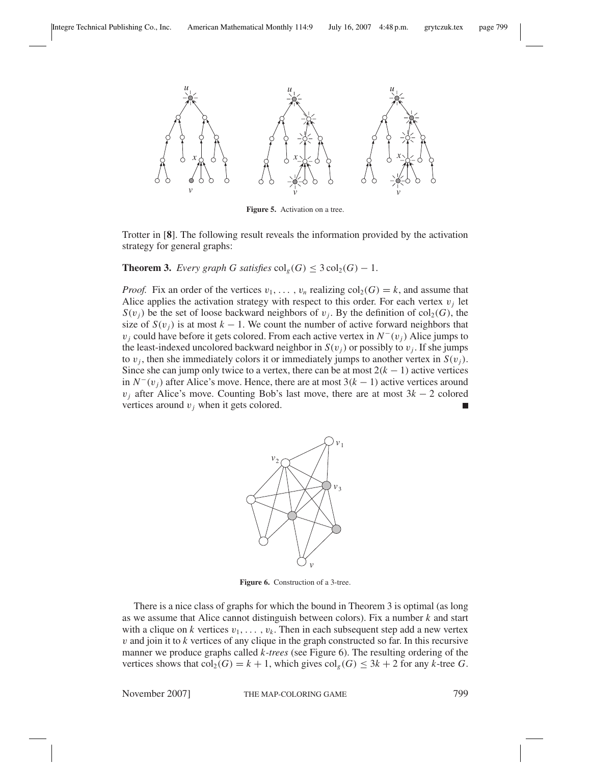Figure 5. Activation on a tree.

Trotter in [**8**]. The following result reveals the information provided by the activation strategy for general graphs:

**Theorem 3.** *Every graph $G$ satisfies* $\operatorname{col}_g(G) \leq 3\operatorname{col}_2(G) - 1$.

*Proof.* Fix an order of the vertices $v_1, \ldots, v_n$ realizing $\operatorname{col}_2(G) = k$, and assume that Alice applies the activation strategy with respect to this order. For each vertex $v_j$ let $S(v_j)$ be the set of loose backward neighbors of $v_j$. By the definition of $\operatorname{col}_2(G)$, the size of $S(v_j)$ is at most $k-1$. We count the number of active forward neighbors that $v_j$ could have before it gets colored. From each active vertex in $N^-(v_j)$ Alice jumps to the least-indexed uncolored backward neighbor in $S(v_j)$ or possibly to $v_j$. If she jumps to $v_j$, then she immediately colors it or immediately jumps to another vertex in $S(v_j)$. Since she can jump only twice to a vertex, there can be at most $2(k-1)$ active vertices in $N^-(v_j)$ after Alice's move. Hence, there are at most $3(k-1)$ active vertices around $v_j$ after Alice's move. Counting Bob's last move, there are at most $3k-2$ colored vertices around $v_j$ when it gets colored. ∎

Figure 6. Construction of a 3-tree.

There is a nice class of graphs for which the bound in Theorem 3 is optimal (as long as we assume that Alice cannot distinguish between colors). Fix a number $k$ and start with a clique on $k$ vertices $v_1, \ldots, v_k$. Then in each subsequent step add a new vertex $v$ and join it to $k$ vertices of any clique in the graph constructed so far. In this recursive manner we produce graphs called *$k$-trees* (see Figure 6). The resulting ordering of the vertices shows that $\operatorname{col}_2(G) = k+1$, which gives $\operatorname{col}_g(G) \leq 3k+2$ for any $k$-tree $G$.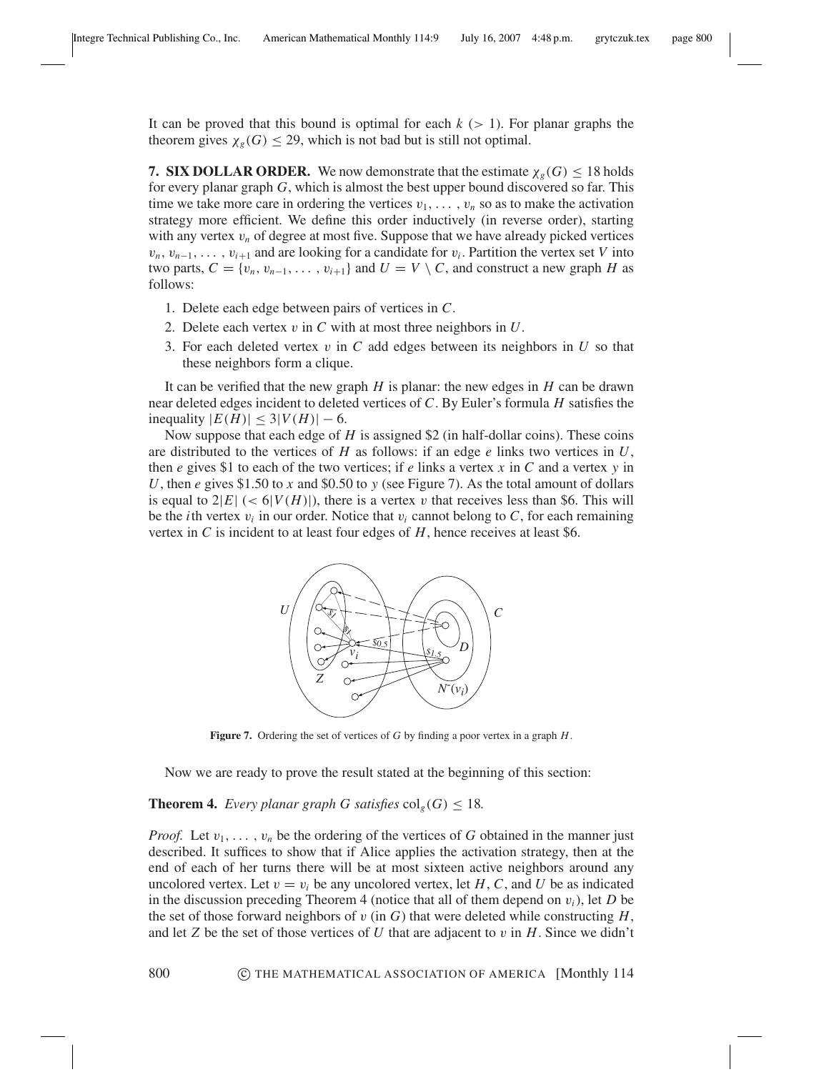It can be proved that this bound is optimal for each $k$ ($> 1$). For planar graphs the theorem gives $\chi_g(G) \leq 29$, which is not bad but is still not optimal.

**7. SIX DOLLAR ORDER.** We now demonstrate that the estimate $\chi_g(G) \leq 18$ holds for every planar graph $G$, which is almost the best upper bound discovered so far. This time we take more care in ordering the vertices $v_1, \dots, v_n$ so as to make the activation strategy more efficient. We define this order inductively (in reverse order), starting with any vertex $v_n$ of degree at most five. Suppose that we have already picked vertices $v_n, v_{n-1}, \dots, v_{i+1}$ and are looking for a candidate for $v_i$. Partition the vertex set $V$ into two parts, $C = \{v_n, v_{n-1}, \dots, v_{i+1}\}$ and $U = V \setminus C$, and construct a new graph $H$ as follows:

1. Delete each edge between pairs of vertices in $C$.
2. Delete each vertex $v$ in $C$ with at most three neighbors in $U$.
3. For each deleted vertex $v$ in $C$ add edges between its neighbors in $U$ so that these neighbors form a clique.

It can be verified that the new graph $H$ is planar: the new edges in $H$ can be drawn near deleted edges incident to deleted vertices of $C$. By Euler's formula $H$ satisfies the inequality $|E(H)| \leq 3|V(H)| - 6$.

Now suppose that each edge of $H$ is assigned \$2 (in half-dollar coins). These coins are distributed to the vertices of $H$ as follows: if an edge $e$ links two vertices in $U$, then $e$ gives \$1 to each of the two vertices; if $e$ links a vertex $x$ in $C$ and a vertex $y$ in $U$, then $e$ gives \$1.50 to $x$ and \$0.50 to $y$ (see Figure 7). As the total amount of dollars is equal to $2|E|$ ($< 6|V(H)|$), there is a vertex $v$ that receives less than \$6. This will be the $i$th vertex $v_i$ in our order. Notice that $v_i$ cannot belong to $C$, for each remaining vertex in $C$ is incident to at least four edges of $H$, hence receives at least \$6.

**Figure 7.** Ordering the set of vertices of $G$ by finding a poor vertex in a graph $H$.

Now we are ready to prove the result stated at the beginning of this section:

**Theorem 4.** *Every planar graph $G$ satisfies* $\operatorname{col}_g(G) \leq 18$.

*Proof.* Let $v_1, \dots, v_n$ be the ordering of the vertices of $G$ obtained in the manner just described. It suffices to show that if Alice applies the activation strategy, then at the end of each of her turns there will be at most sixteen active neighbors around any uncolored vertex. Let $v = v_i$ be any uncolored vertex, let $H$, $C$, and $U$ be as indicated in the discussion preceding Theorem 4 (notice that all of them depend on $v_i$), let $D$ be the set of those forward neighbors of $v$ (in $G$) that were deleted while constructing $H$, and let $Z$ be the set of those vertices of $U$ that are adjacent to $v$ in $H$. Since we didn't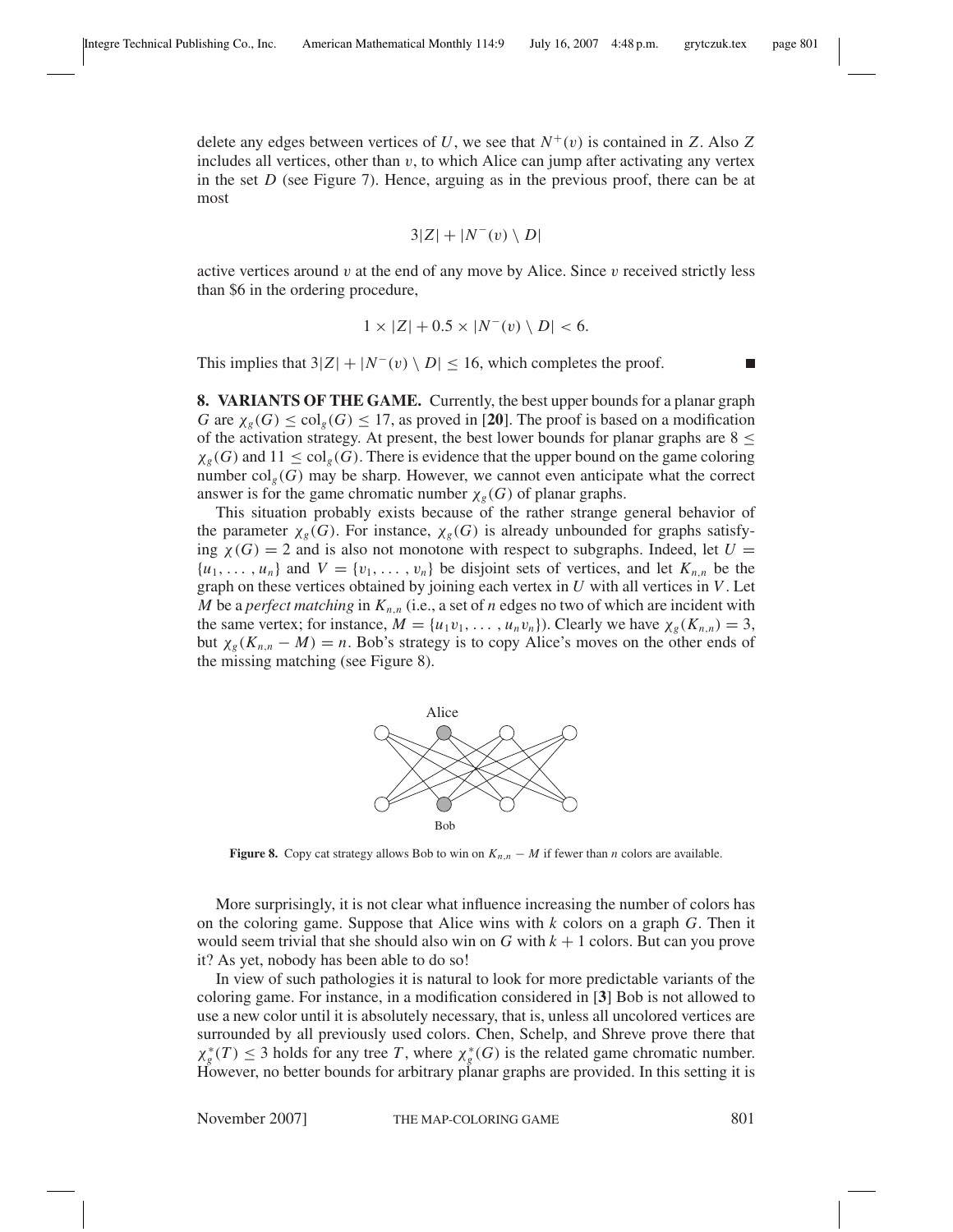delete any edges between vertices of $U$, we see that $N^+(v)$ is contained in $Z$. Also $Z$ includes all vertices, other than $v$, to which Alice can jump after activating any vertex in the set $D$ (see Figure 7). Hence, arguing as in the previous proof, there can be at most

$$3|Z| + |N^-(v) \setminus D|$$

active vertices around $v$ at the end of any move by Alice. Since $v$ received strictly less than \$6 in the ordering procedure,

$$1 \times |Z| + 0.5 \times |N^-(v) \setminus D| < 6.$$

This implies that $3|Z| + |N^-(v) \setminus D| \leq 16$, which completes the proof. ∎

**8. VARIANTS OF THE GAME.** Currently, the best upper bounds for a planar graph $G$ are $\chi_g(G) \leq \mathrm{col}_g(G) \leq 17$, as proved in [**20**]. The proof is based on a modification of the activation strategy. At present, the best lower bounds for planar graphs are $8 \leq \chi_g(G)$ and $11 \leq \mathrm{col}_g(G)$. There is evidence that the upper bound on the game coloring number $\mathrm{col}_g(G)$ may be sharp. However, we cannot even anticipate what the correct answer is for the game chromatic number $\chi_g(G)$ of planar graphs.

This situation probably exists because of the rather strange general behavior of the parameter $\chi_g(G)$. For instance, $\chi_g(G)$ is already unbounded for graphs satisfying $\chi(G) = 2$ and is also not monotone with respect to subgraphs. Indeed, let $U = \{u_1, \dots, u_n\}$ and $V = \{v_1, \dots, v_n\}$ be disjoint sets of vertices, and let $K_{n,n}$ be the graph on these vertices obtained by joining each vertex in $U$ with all vertices in $V$. Let $M$ be a *perfect matching* in $K_{n,n}$ (i.e., a set of $n$ edges no two of which are incident with the same vertex; for instance, $M = \{u_1v_1, \dots, u_nv_n\}$). Clearly we have $\chi_g(K_{n,n}) = 3$, but $\chi_g(K_{n,n} - M) = n$. Bob's strategy is to copy Alice's moves on the other ends of the missing matching (see Figure 8).

**Figure 8.** Copy cat strategy allows Bob to win on $K_{n,n} - M$ if fewer than $n$ colors are available.

More surprisingly, it is not clear what influence increasing the number of colors has on the coloring game. Suppose that Alice wins with $k$ colors on a graph $G$. Then it would seem trivial that she should also win on $G$ with $k + 1$ colors. But can you prove it? As yet, nobody has been able to do so!

In view of such pathologies it is natural to look for more predictable variants of the coloring game. For instance, in a modification considered in [**3**] Bob is not allowed to use a new color until it is absolutely necessary, that is, unless all uncolored vertices are surrounded by all previously used colors. Chen, Schelp, and Shreve prove there that $\chi_g^*(T) \leq 3$ holds for any tree $T$, where $\chi_g^*(G)$ is the related game chromatic number. However, no better bounds for arbitrary planar graphs are provided. In this setting it is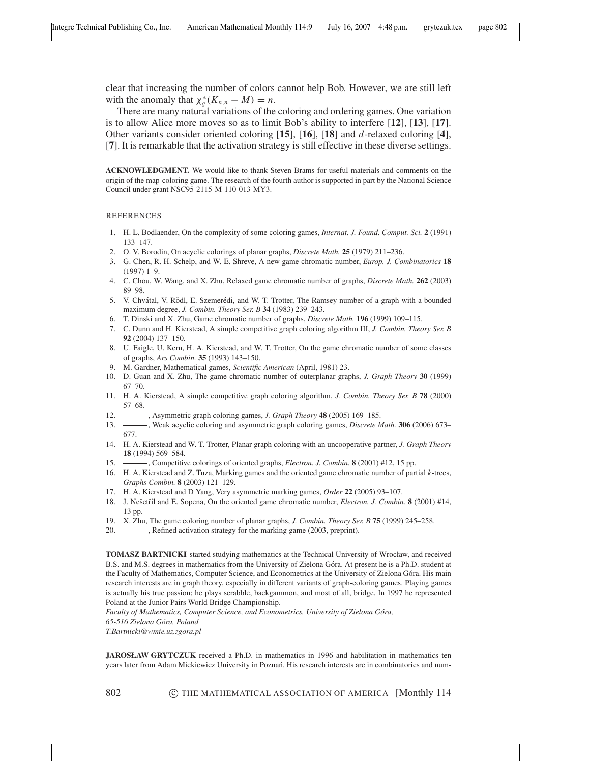clear that increasing the number of colors cannot help Bob. However, we are still left with the anomaly that $\chi_g^*(K_{n,n} - M) = n$.

There are many natural variations of the coloring and ordering games. One variation is to allow Alice more moves so as to limit Bob's ability to interfere [**12**], [**13**], [**17**]. Other variants consider oriented coloring [**15**], [**16**], [**18**] and $d$-relaxed coloring [**4**], [**7**]. It is remarkable that the activation strategy is still effective in these diverse settings.

**ACKNOWLEDGMENT.** We would like to thank Steven Brams for useful materials and comments on the origin of the map-coloring game. The research of the fourth author is supported in part by the National Science Council under grant NSC95-2115-M-110-013-MY3.

## REFERENCES

1. H. L. Bodlaender, On the complexity of some coloring games, *Internat. J. Found. Comput. Sci.* **2** (1991) 133–147.
2. O. V. Borodin, On acyclic colorings of planar graphs, *Discrete Math.* **25** (1979) 211–236.
3. G. Chen, R. H. Schelp, and W. E. Shreve, A new game chromatic number, *Europ. J. Combinatorics* **18** (1997) 1–9.
4. C. Chou, W. Wang, and X. Zhu, Relaxed game chromatic number of graphs, *Discrete Math.* **262** (2003) 89–98.
5. V. Chvátal, V. Rödl, E. Szemerédi, and W. T. Trotter, The Ramsey number of a graph with a bounded maximum degree, *J. Combin. Theory Ser. B* **34** (1983) 239–243.
6. T. Dinski and X. Zhu, Game chromatic number of graphs, *Discrete Math.* **196** (1999) 109–115.
7. C. Dunn and H. Kierstead, A simple competitive graph coloring algorithm III, *J. Combin. Theory Ser. B* **92** (2004) 137–150.
8. U. Faigle, U. Kern, H. A. Kierstead, and W. T. Trotter, On the game chromatic number of some classes of graphs, *Ars Combin.* **35** (1993) 143–150.
9. M. Gardner, Mathematical games, *Scientific American* (April, 1981) 23.
10. D. Guan and X. Zhu, The game chromatic number of outerplanar graphs, *J. Graph Theory* **30** (1999) 67–70.
11. H. A. Kierstead, A simple competitive graph coloring algorithm, *J. Combin. Theory Ser. B* **78** (2000) 57–68.
12. ———, Asymmetric graph coloring games, *J. Graph Theory* **48** (2005) 169–185.
13. ———, Weak acyclic coloring and asymmetric graph coloring games, *Discrete Math.* **306** (2006) 673–677.
14. H. A. Kierstead and W. T. Trotter, Planar graph coloring with an uncooperative partner, *J. Graph Theory* **18** (1994) 569–584.
15. ———, Competitive colorings of oriented graphs, *Electron. J. Combin.* **8** (2001) #12, 15 pp.
16. H. A. Kierstead and Z. Tuza, Marking games and the oriented game chromatic number of partial $k$-trees, *Graphs Combin.* **8** (2003) 121–129.
17. H. A. Kierstead and D Yang, Very asymmetric marking games, *Order* **22** (2005) 93–107.
18. J. Nešetřil and E. Sopena, On the oriented game chromatic number, *Electron. J. Combin.* **8** (2001) #14, 13 pp.
19. X. Zhu, The game coloring number of planar graphs, *J. Combin. Theory Ser. B* **75** (1999) 245–258.
20. ———, Refined activation strategy for the marking game (2003, preprint).

**TOMASZ BARTNICKI** started studying mathematics at the Technical University of Wrocław, and received B.S. and M.S. degrees in mathematics from the University of Zielona Góra. At present he is a Ph.D. student at the Faculty of Mathematics, Computer Science, and Econometrics at the University of Zielona Góra. His main research interests are in graph theory, especially in different variants of graph-coloring games. Playing games is actually his true passion; he plays scrabble, backgammon, and most of all, bridge. In 1997 he represented Poland at the Junior Pairs World Bridge Championship.
*Faculty of Mathematics, Computer Science, and Econometrics, University of Zielona Góra,*
*65-516 Zielona Góra, Poland*
*T.Bartnicki@wmie.uz.zgora.pl*

**JAROSŁAW GRYTCZUK** received a Ph.D. in mathematics in 1996 and habilitation in mathematics ten years later from Adam Mickiewicz University in Poznań. His research interests are in combinatorics and num-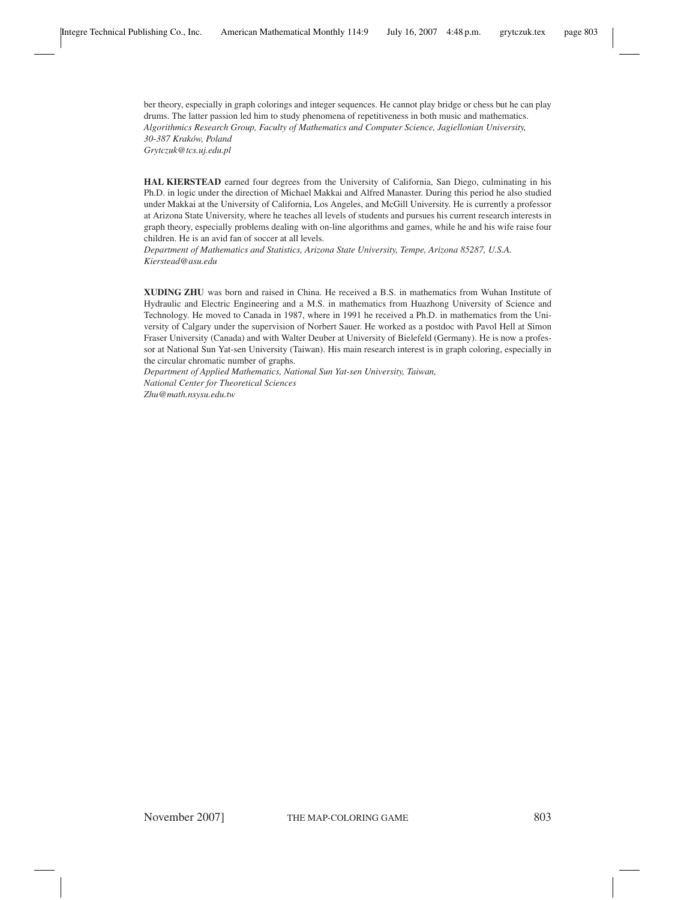ber theory, especially in graph colorings and integer sequences. He cannot play bridge or chess but he can play drums. The latter passion led him to study phenomena of repetitiveness in both music and mathematics.
*Algorithmics Research Group, Faculty of Mathematics and Computer Science, Jagiellonian University, 30-387 Kraków, Poland*
*Grytczuk@tcs.uj.edu.pl*

**HAL KIERSTEAD** earned four degrees from the University of California, San Diego, culminating in his Ph.D. in logic under the direction of Michael Makkai and Alfred Manaster. During this period he also studied under Makkai at the University of California, Los Angeles, and McGill University. He is currently a professor at Arizona State University, where he teaches all levels of students and pursues his current research interests in graph theory, especially problems dealing with on-line algorithms and games, while he and his wife raise four children. He is an avid fan of soccer at all levels.
*Department of Mathematics and Statistics, Arizona State University, Tempe, Arizona 85287, U.S.A.*
*Kierstead@asu.edu*

**XUDING ZHU** was born and raised in China. He received a B.S. in mathematics from Wuhan Institute of Hydraulic and Electric Engineering and a M.S. in mathematics from Huazhong University of Science and Technology. He moved to Canada in 1987, where in 1991 he received a Ph.D. in mathematics from the University of Calgary under the supervision of Norbert Sauer. He worked as a postdoc with Pavol Hell at Simon Fraser University (Canada) and with Walter Deuber at University of Bielefeld (Germany). He is now a professor at National Sun Yat-sen University (Taiwan). His main research interest is in graph coloring, especially in the circular chromatic number of graphs.
*Department of Applied Mathematics, National Sun Yat-sen University, Taiwan,*
*National Center for Theoretical Sciences*
*Zhu@math.nsysu.edu.tw*